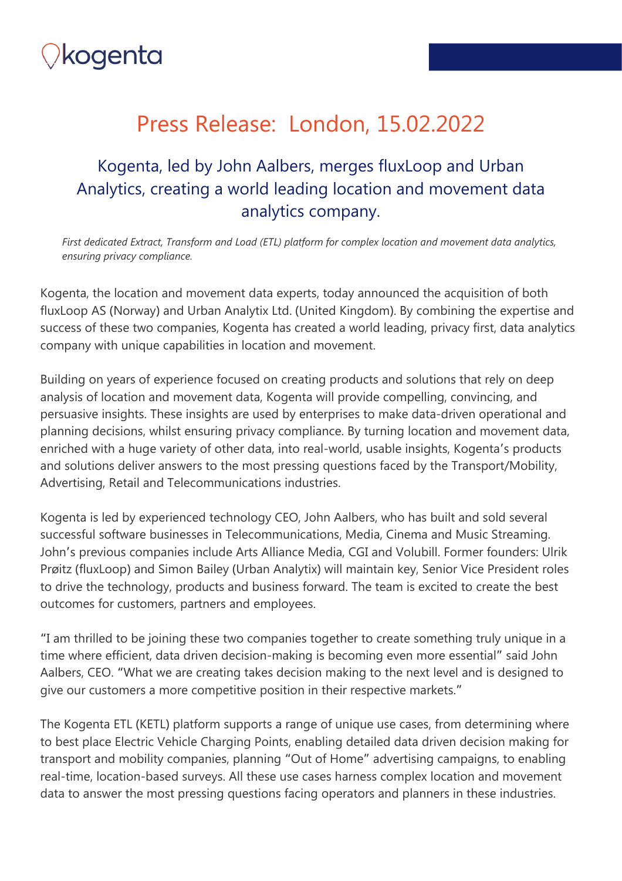# Press Release: London, 15.02.2022

## Kogenta, led by John Aalbers, merges fluxLoop and Urban Analytics, creating a world leading location and movement data analytics company.

*First dedicated Extract, Transform and Load (ETL) platform for complex location and movement data analytics, ensuring privacy compliance.*

Kogenta, the location and movement data experts, today announced the acquisition of both fluxLoop AS (Norway) and Urban Analytix Ltd. (United Kingdom). By combining the expertise and success of these two companies, Kogenta has created a world leading, privacy first, data analytics company with unique capabilities in location and movement.

Building on years of experience focused on creating products and solutions that rely on deep analysis of location and movement data, Kogenta will provide compelling, convincing, and persuasive insights. These insights are used by enterprises to make data-driven operational and planning decisions, whilst ensuring privacy compliance. By turning location and movement data, enriched with a huge variety of other data, into real-world, usable insights, Kogenta's products and solutions deliver answers to the most pressing questions faced by the Transport/Mobility, Advertising, Retail and Telecommunications industries.

Kogenta is led by experienced technology CEO, John Aalbers, who has built and sold several successful software businesses in Telecommunications, Media, Cinema and Music Streaming. John's previous companies include Arts Alliance Media, CGI and Volubill. Former founders: Ulrik Prøitz (fluxLoop) and Simon Bailey (Urban Analytix) will maintain key, Senior Vice President roles to drive the technology, products and business forward. The team is excited to create the best outcomes for customers, partners and employees.

"I am thrilled to be joining these two companies together to create something truly unique in a time where efficient, data driven decision-making is becoming even more essential" said John Aalbers, CEO. "What we are creating takes decision making to the next level and is designed to give our customers a more competitive position in their respective markets."

The Kogenta ETL (KETL) platform supports a range of unique use cases, from determining where to best place Electric Vehicle Charging Points, enabling detailed data driven decision making for transport and mobility companies, planning "Out of Home" advertising campaigns, to enabling real-time, location-based surveys. All these use cases harness complex location and movement data to answer the most pressing questions facing operators and planners in these industries.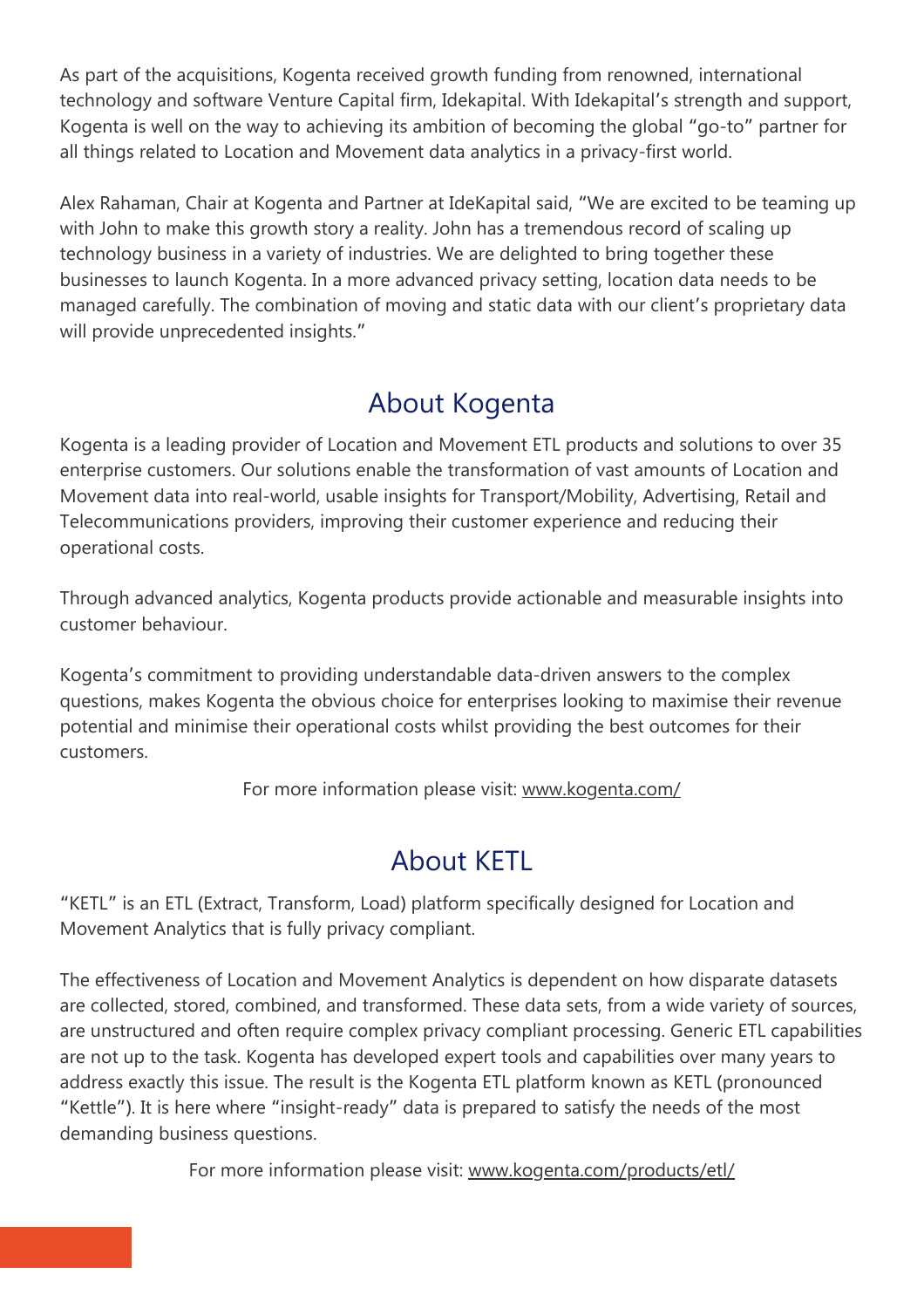As part of the acquisitions, Kogenta received growth funding from renowned, international technology and software Venture Capital firm, Idekapital. With Idekapital's strength and support, Kogenta is well on the way to achieving its ambition of becoming the global "go-to" partner for all things related to Location and Movement data analytics in a privacy-first world.

Alex Rahaman, Chair at Kogenta and Partner at IdeKapital said, "We are excited to be teaming up with John to make this growth story a reality. John has a tremendous record of scaling up technology business in a variety of industries. We are delighted to bring together these businesses to launch Kogenta. In a more advanced privacy setting, location data needs to be managed carefully. The combination of moving and static data with our client's proprietary data will provide unprecedented insights."

## About Kogenta

Kogenta is a leading provider of Location and Movement ETL products and solutions to over 35 enterprise customers. Our solutions enable the transformation of vast amounts of Location and Movement data into real-world, usable insights for Transport/Mobility, Advertising, Retail and Telecommunications providers, improving their customer experience and reducing their operational costs.

Through advanced analytics, Kogenta products provide actionable and measurable insights into customer behaviour.

Kogenta's commitment to providing understandable data-driven answers to the complex questions, makes Kogenta the obvious choice for enterprises looking to maximise their revenue potential and minimise their operational costs whilst providing the best outcomes for their customers.

For more information please visit: www.kogenta.com/

## About KETL

"KETL" is an ETL (Extract, Transform, Load) platform specifically designed for Location and Movement Analytics that is fully privacy compliant.

The effectiveness of Location and Movement Analytics is dependent on how disparate datasets are collected, stored, combined, and transformed. These data sets, from a wide variety of sources, are unstructured and often require complex privacy compliant processing. Generic ETL capabilities are not up to the task. Kogenta has developed expert tools and capabilities over many years to address exactly this issue. The result is the Kogenta ETL platform known as KETL (pronounced "Kettle"). It is here where "insight-ready" data is prepared to satisfy the needs of the most demanding business questions.

For more information please visit: www.kogenta.com/products/etl/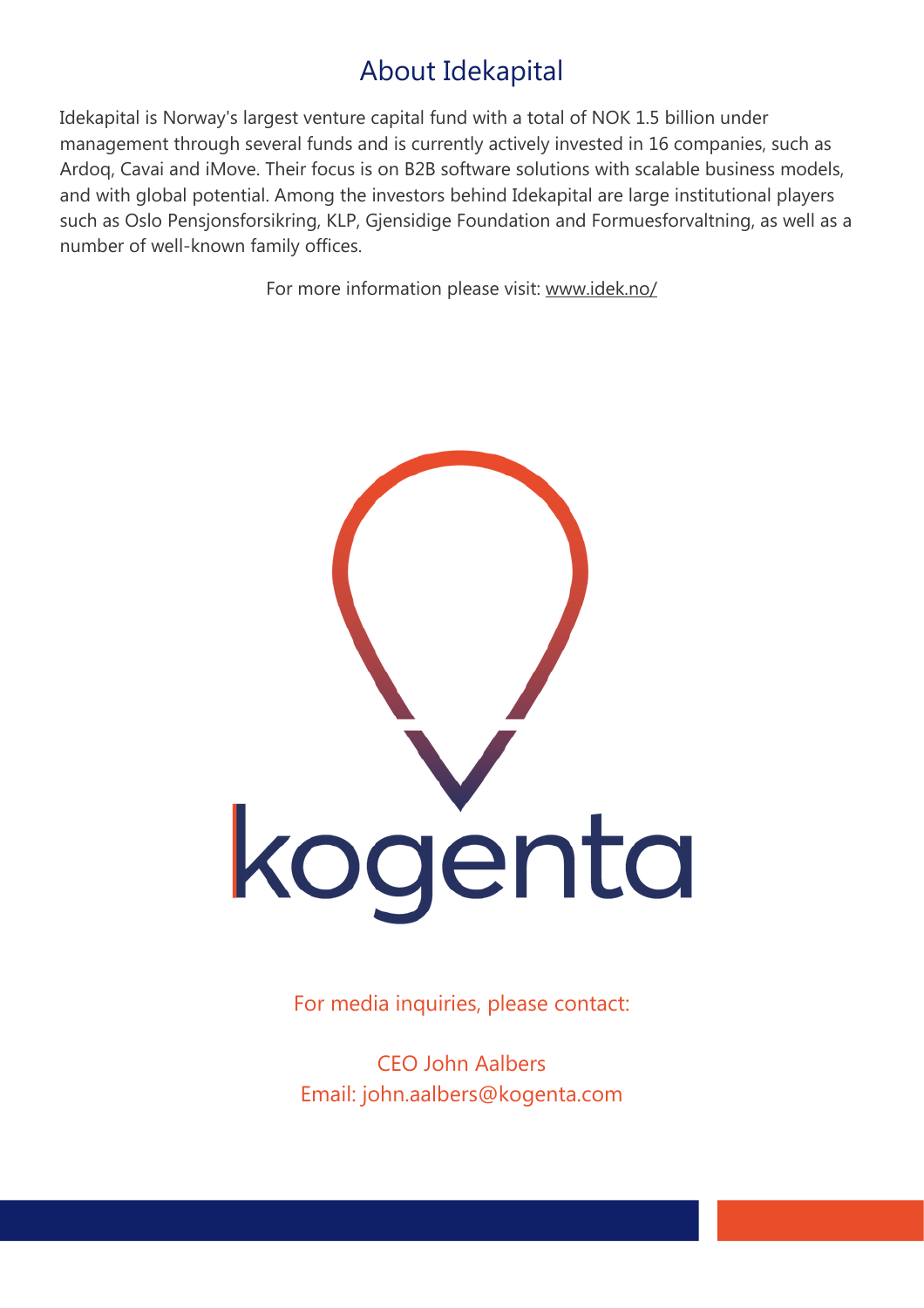## About Idekapital

Idekapital is Norway's largest venture capital fund with a total of NOK 1.5 billion under management through several funds and is currently actively invested in 16 companies, such as Ardoq, Cavai and iMove. Their focus is on B2B software solutions with scalable business models, and with global potential. Among the investors behind Idekapital are large institutional players such as Oslo Pensjonsforsikring, KLP, Gjensidige Foundation and Formuesforvaltning, as well as a number of well-known family offices.

For more information please visit: www.idek.no/

kogenta

For media inquiries, please contact:

CEO John Aalbers
Email: john.aalbers@kogenta.com